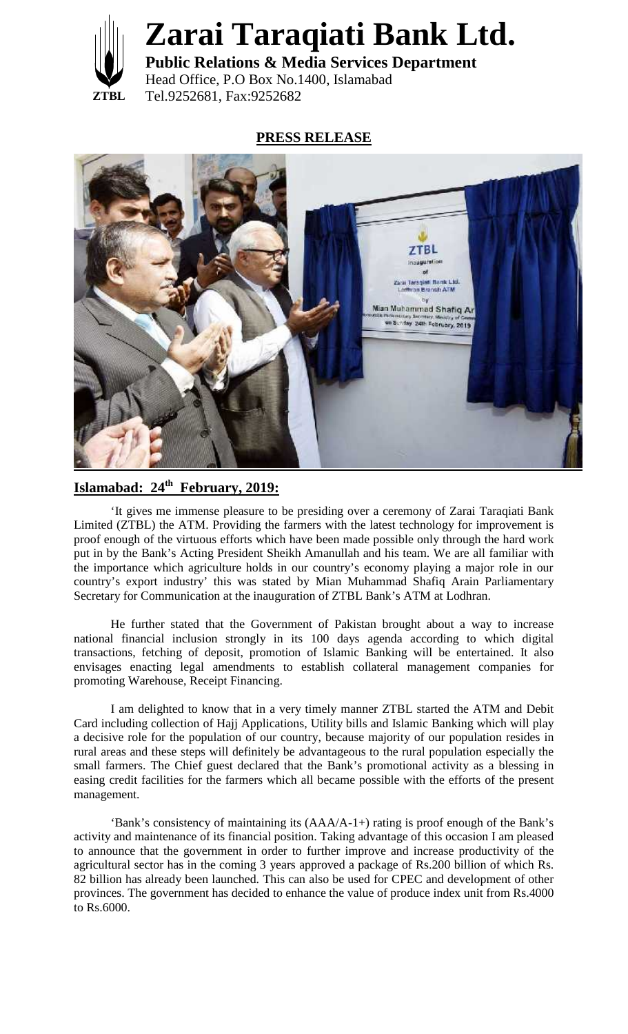# Zarai Taraqiati Bank Ltd.

**Public Relations & Media Services Department**
Head Office, P.O Box No.1400, Islamabad
Tel.9252681, Fax:9252682

ZTBL

## PRESS RELEASE

**Islamabad: 24th February, 2019:**

'It gives me immense pleasure to be presiding over a ceremony of Zarai Taraqiati Bank Limited (ZTBL) the ATM. Providing the farmers with the latest technology for improvement is proof enough of the virtuous efforts which have been made possible only through the hard work put in by the Bank's Acting President Sheikh Amanullah and his team. We are all familiar with the importance which agriculture holds in our country's economy playing a major role in our country's export industry' this was stated by Mian Muhammad Shafiq Arain Parliamentary Secretary for Communication at the inauguration of ZTBL Bank's ATM at Lodhran.

He further stated that the Government of Pakistan brought about a way to increase national financial inclusion strongly in its 100 days agenda according to which digital transactions, fetching of deposit, promotion of Islamic Banking will be entertained. It also envisages enacting legal amendments to establish collateral management companies for promoting Warehouse, Receipt Financing.

I am delighted to know that in a very timely manner ZTBL started the ATM and Debit Card including collection of Hajj Applications, Utility bills and Islamic Banking which will play a decisive role for the population of our country, because majority of our population resides in rural areas and these steps will definitely be advantageous to the rural population especially the small farmers. The Chief guest declared that the Bank's promotional activity as a blessing in easing credit facilities for the farmers which all became possible with the efforts of the present management.

'Bank's consistency of maintaining its (AAA/A-1+) rating is proof enough of the Bank's activity and maintenance of its financial position. Taking advantage of this occasion I am pleased to announce that the government in order to further improve and increase productivity of the agricultural sector has in the coming 3 years approved a package of Rs.200 billion of which Rs. 82 billion has already been launched. This can also be used for CPEC and development of other provinces. The government has decided to enhance the value of produce index unit from Rs.4000 to Rs.6000.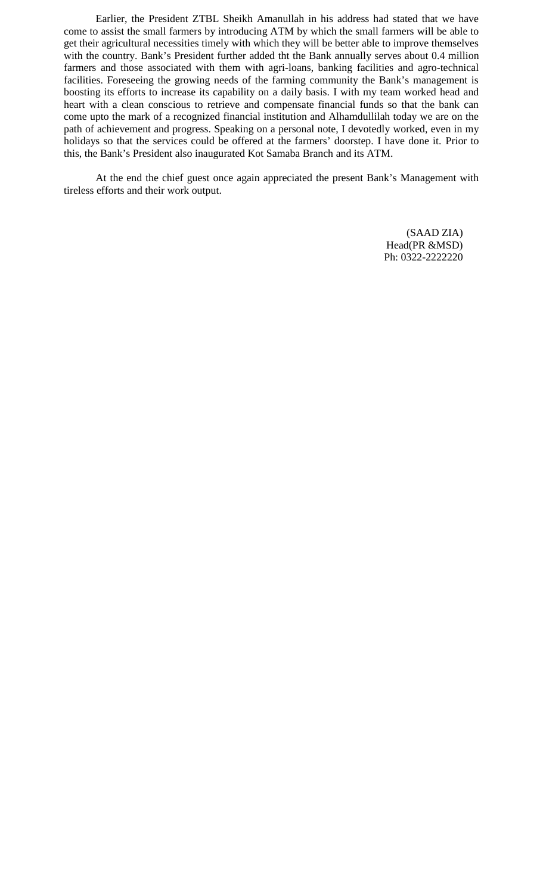Earlier, the President ZTBL Sheikh Amanullah in his address had stated that we have come to assist the small farmers by introducing ATM by which the small farmers will be able to get their agricultural necessities timely with which they will be better able to improve themselves with the country. Bank's President further added tht the Bank annually serves about 0.4 million farmers and those associated with them with agri-loans, banking facilities and agro-technical facilities. Foreseeing the growing needs of the farming community the Bank's management is boosting its efforts to increase its capability on a daily basis. I with my team worked head and heart with a clean conscious to retrieve and compensate financial funds so that the bank can come upto the mark of a recognized financial institution and Alhamdullilah today we are on the path of achievement and progress. Speaking on a personal note, I devotedly worked, even in my holidays so that the services could be offered at the farmers' doorstep. I have done it. Prior to this, the Bank's President also inaugurated Kot Samaba Branch and its ATM.

At the end the chief guest once again appreciated the present Bank's Management with tireless efforts and their work output.

(SAAD ZIA)
Head(PR &MSD)
Ph: 0322-2222220